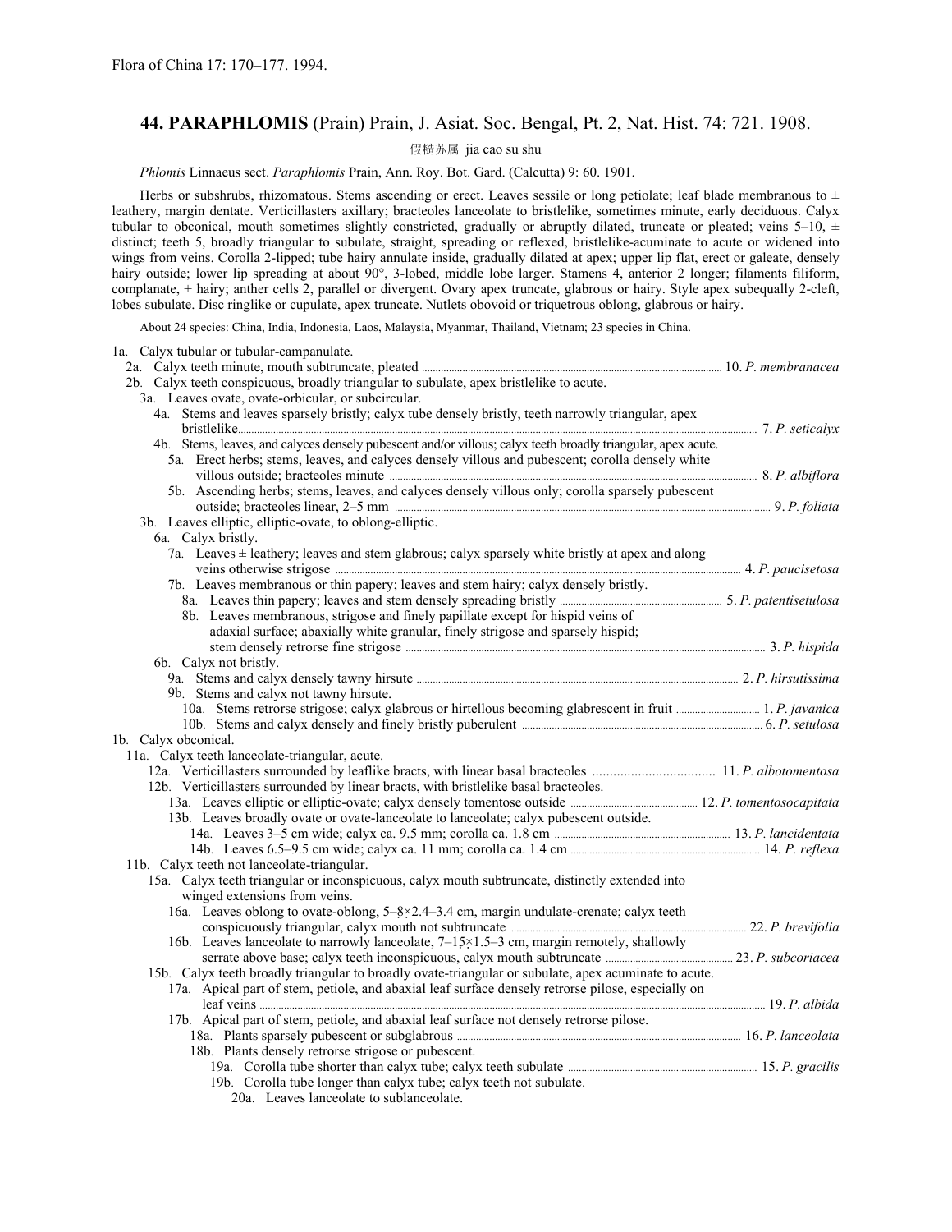Flora of China 17: 170–177. 1994.

## 44. PARAPHLOMIS (Prain) Prain, J. Asiat. Soc. Bengal, Pt. 2, Nat. Hist. 74: 721. 1908.

假糙苏属 jia cao su shu

*Phlomis* Linnaeus sect. *Paraphlomis* Prain, Ann. Roy. Bot. Gard. (Calcutta) 9: 60. 1901.

Herbs or subshrubs, rhizomatous. Stems ascending or erect. Leaves sessile or long petiolate; leaf blade membranous to ± leathery, margin dentate. Verticillasters axillary; bracteoles lanceolate to bristlelike, sometimes minute, early deciduous. Calyx tubular to obconical, mouth sometimes slightly constricted, gradually or abruptly dilated, truncate or pleated; veins 5–10, ± distinct; teeth 5, broadly triangular to subulate, straight, spreading or reflexed, bristlelike-acuminate to acute or widened into wings from veins. Corolla 2-lipped; tube hairy annulate inside, gradually dilated at apex; upper lip flat, erect or galeate, densely hairy outside; lower lip spreading at about 90°, 3-lobed, middle lobe larger. Stamens 4, anterior 2 longer; filaments filiform, complanate, ± hairy; anther cells 2, parallel or divergent. Ovary apex truncate, glabrous or hairy. Style apex subequally 2-cleft, lobes subulate. Disc ringlike or cupulate, apex truncate. Nutlets obovoid or triquetrous oblong, glabrous or hairy.

About 24 species: China, India, Indonesia, Laos, Malaysia, Myanmar, Thailand, Vietnam; 23 species in China.

1a. Calyx tubular or tubular-campanulate.
  2a. Calyx teeth minute, mouth subtruncate, pleated ........ 10. *P. membranacea*
  2b. Calyx teeth conspicuous, broadly triangular to subulate, apex bristlelike to acute.
    3a. Leaves ovate, ovate-orbicular, or subcircular.
      4a. Stems and leaves sparsely bristly; calyx tube densely bristly, teeth narrowly triangular, apex bristlelike ........ 7. *P. seticalyx*
      4b. Stems, leaves, and calyces densely pubescent and/or villous; calyx teeth broadly triangular, apex acute.
        5a. Erect herbs; stems, leaves, and calyces densely villous and pubescent; corolla densely white villous outside; bracteoles minute ........ 8. *P. albiflora*
        5b. Ascending herbs; stems, leaves, and calyces densely villous only; corolla sparsely pubescent outside; bracteoles linear, 2–5 mm ........ 9. *P. foliata*
    3b. Leaves elliptic, elliptic-ovate, to oblong-elliptic.
      6a. Calyx bristly.
        7a. Leaves ± leathery; leaves and stem glabrous; calyx sparsely white bristly at apex and along veins otherwise strigose ........ 4. *P. paucisetosa*
        7b. Leaves membranous or thin papery; leaves and stem hairy; calyx densely bristly.
          8a. Leaves thin papery; leaves and stem densely spreading bristly ........ 5. *P. patentisetulosa*
          8b. Leaves membranous, strigose and finely papillate except for hispid veins of adaxial surface; abaxially white granular, finely strigose and sparsely hispid; stem densely retrorse fine strigose ........ 3. *P. hispida*
      6b. Calyx not bristly.
        9a. Stems and calyx densely tawny hirsute ........ 2. *P. hirsutissima*
        9b. Stems and calyx not tawny hirsute.
          10a. Stems retrorse strigose; calyx glabrous or hirtellous becoming glabrescent in fruit ........ 1. *P. javanica*
          10b. Stems and calyx densely and finely bristly puberulent ........ 6. *P. setulosa*
1b. Calyx obconical.
  11a. Calyx teeth lanceolate-triangular, acute.
    12a. Verticillasters surrounded by leaflike bracts, with linear basal bracteoles ........ 11. *P. albotomentosa*
    12b. Verticillasters surrounded by linear bracts, with bristlelike basal bracteoles.
      13a. Leaves elliptic or elliptic-ovate; calyx densely tomentose outside ........ 12. *P. tomentosocapitata*
      13b. Leaves broadly ovate or ovate-lanceolate to lanceolate; calyx pubescent outside.
        14a. Leaves 3–5 cm wide; calyx ca. 9.5 mm; corolla ca. 1.8 cm ........ 13. *P. lancidentata*
        14b. Leaves 6.5–9.5 cm wide; calyx ca. 11 mm; corolla ca. 1.4 cm ........ 14. *P. reflexa*
  11b. Calyx teeth not lanceolate-triangular.
    15a. Calyx teeth triangular or inconspicuous, calyx mouth subtruncate, distinctly extended into winged extensions from veins.
      16a. Leaves oblong to ovate-oblong, 5–8 × 2.4–3.4 cm, margin undulate-crenate; calyx teeth conspicuously triangular, calyx mouth not subtruncate ........ 22. *P. brevifolia*
      16b. Leaves lanceolate to narrowly lanceolate, 7–15 × 1.5–3 cm, margin remotely, shallowly serrate above base; calyx teeth inconspicuous, calyx mouth subtruncate ........ 23. *P. subcoriacea*
    15b. Calyx teeth broadly triangular to broadly ovate-triangular or subulate, apex acuminate to acute.
      17a. Apical part of stem, petiole, and abaxial leaf surface densely retrorse pilose, especially on leaf veins ........ 19. *P. albida*
      17b. Apical part of stem, petiole, and abaxial leaf surface not densely retrorse pilose.
        18a. Plants sparsely pubescent or subglabrous ........ 16. *P. lanceolata*
        18b. Plants densely retrorse strigose or pubescent.
          19a. Corolla tube shorter than calyx tube; calyx teeth subulate ........ 15. *P. gracilis*
          19b. Corolla tube longer than calyx tube; calyx teeth not subulate.
            20a. Leaves lanceolate to sublanceolate.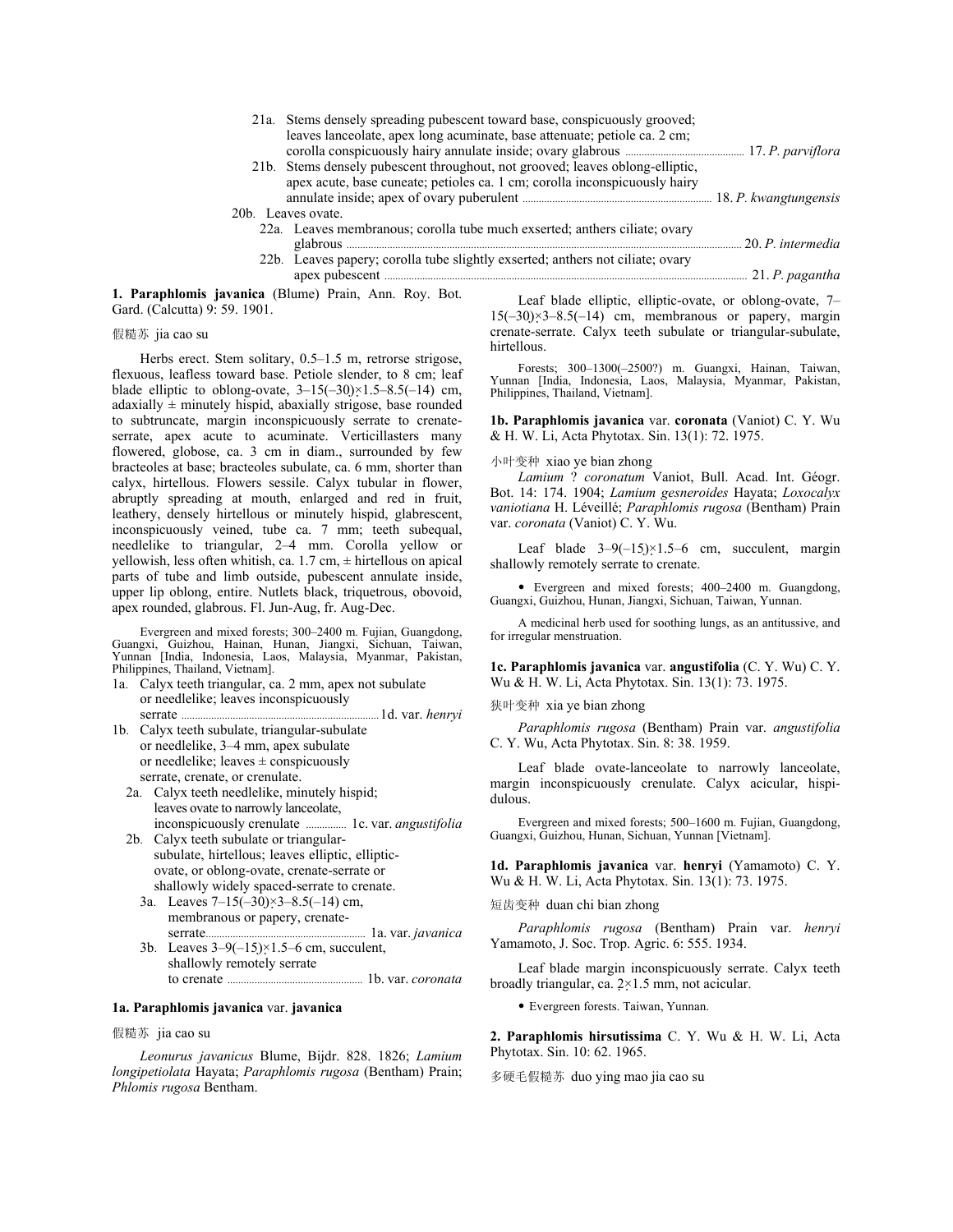21a. Stems densely spreading pubescent toward base, conspicuously grooved; leaves lanceolate, apex long acuminate, base attenuate; petiole ca. 2 cm; corolla conspicuously hairy annulate inside; ovary glabrous ............ 17. *P. parviflora*

21b. Stems densely pubescent throughout, not grooved; leaves oblong-elliptic, apex acute, base cuneate; petioles ca. 1 cm; corolla inconspicuously hairy annulate inside; apex of ovary puberulent ............ 18. *P. kwangtungensis*

20b. Leaves ovate.

22a. Leaves membranous; corolla tube much exserted; anthers ciliate; ovary glabrous ............ 20. *P. intermedia*

22b. Leaves papery; corolla tube slightly exserted; anthers not ciliate; ovary apex pubescent ............ 21. *P. pagantha*

**1. Paraphlomis javanica** (Blume) Prain, Ann. Roy. Bot. Gard. (Calcutta) 9: 59. 1901.

假糙苏 jia cao su

Herbs erect. Stem solitary, 0.5–1.5 m, retrorse strigose, flexuous, leafless toward base. Petiole slender, to 8 cm; leaf blade elliptic to oblong-ovate, 3–15(–30)×1.5–8.5(–14) cm, adaxially ± minutely hispid, abaxially strigose, base rounded to subtruncate, margin inconspicuously serrate to crenate-serrate, apex acute to acuminate. Verticillasters many flowered, globose, ca. 3 cm in diam., surrounded by few bracteoles at base; bracteoles subulate, ca. 6 mm, shorter than calyx, hirtellous. Flowers sessile. Calyx tubular in flower, abruptly spreading at mouth, enlarged and red in fruit, leathery, densely hirtellous or minutely hispid, glabrescent, inconspicuously veined, tube ca. 7 mm; teeth subequal, needlelike to triangular, 2–4 mm. Corolla yellow or yellowish, less often whitish, ca. 1.7 cm, ± hirtellous on apical parts of tube and limb outside, pubescent annulate inside, upper lip oblong, entire. Nutlets black, triquetrous, obovoid, apex rounded, glabrous. Fl. Jun-Aug, fr. Aug-Dec.

Evergreen and mixed forests; 300–2400 m. Fujian, Guangdong, Guangxi, Guizhou, Hainan, Hunan, Jiangxi, Sichuan, Taiwan, Yunnan [India, Indonesia, Laos, Malaysia, Myanmar, Pakistan, Philippines, Thailand, Vietnam].

1a. Calyx teeth triangular, ca. 2 mm, apex not subulate or needlelike; leaves inconspicuously serrate ............ 1d. var. *henryi*

1b. Calyx teeth subulate, triangular-subulate or needlelike, 3–4 mm, apex subulate or needlelike; leaves ± conspicuously serrate, crenate, or crenulate.

2a. Calyx teeth needlelike, minutely hispid; leaves ovate to narrowly lanceolate, inconspicuously crenulate ............ 1c. var. *angustifolia*

2b. Calyx teeth subulate or triangular-subulate, hirtellous; leaves elliptic, elliptic-ovate, or oblong-ovate, crenate-serrate or shallowly widely spaced-serrate to crenate.

3a. Leaves 7–15(–30)×3–8.5(–14) cm, membranous or papery, crenate-serrate ............ 1a. var. *javanica*

3b. Leaves 3–9(–15)×1.5–6 cm, succulent, shallowly remotely serrate to crenate ............ 1b. var. *coronata*

**1a. Paraphlomis javanica** var. **javanica**

假糙苏 jia cao su

*Leonurus javanicus* Blume, Bijdr. 828. 1826; *Lamium longipetiolata* Hayata; *Paraphlomis rugosa* (Bentham) Prain; *Phlomis rugosa* Bentham.

Leaf blade elliptic, elliptic-ovate, or oblong-ovate, 7–15(–30)×3–8.5(–14) cm, membranous or papery, margin crenate-serrate. Calyx teeth subulate or triangular-subulate, hirtellous.

Forests; 300–1300(–2500?) m. Guangxi, Hainan, Taiwan, Yunnan [India, Indonesia, Laos, Malaysia, Myanmar, Pakistan, Philippines, Thailand, Vietnam].

**1b. Paraphlomis javanica** var. **coronata** (Vaniot) C. Y. Wu & H. W. Li, Acta Phytotax. Sin. 13(1): 72. 1975.

小叶变种 xiao ye bian zhong

*Lamium* ? *coronatum* Vaniot, Bull. Acad. Int. Géogr. Bot. 14: 174. 1904; *Lamium gesneroides* Hayata; *Loxocalyx vaniotiana* H. Léveillé; *Paraphlomis rugosa* (Bentham) Prain var. *coronata* (Vaniot) C. Y. Wu.

Leaf blade 3–9(–15)×1.5–6 cm, succulent, margin shallowly remotely serrate to crenate.

• Evergreen and mixed forests; 400–2400 m. Guangdong, Guangxi, Guizhou, Hunan, Jiangxi, Sichuan, Taiwan, Yunnan.

A medicinal herb used for soothing lungs, as an antitussive, and for irregular menstruation.

**1c. Paraphlomis javanica** var. **angustifolia** (C. Y. Wu) C. Y. Wu & H. W. Li, Acta Phytotax. Sin. 13(1): 73. 1975.

狭叶变种 xia ye bian zhong

*Paraphlomis rugosa* (Bentham) Prain var. *angustifolia* C. Y. Wu, Acta Phytotax. Sin. 8: 38. 1959.

Leaf blade ovate-lanceolate to narrowly lanceolate, margin inconspicuously crenulate. Calyx acicular, hispidulous.

Evergreen and mixed forests; 500–1600 m. Fujian, Guangdong, Guangxi, Guizhou, Hunan, Sichuan, Yunnan [Vietnam].

**1d. Paraphlomis javanica** var. **henryi** (Yamamoto) C. Y. Wu & H. W. Li, Acta Phytotax. Sin. 13(1): 73. 1975.

短齿变种 duan chi bian zhong

*Paraphlomis rugosa* (Bentham) Prain var. *henryi* Yamamoto, J. Soc. Trop. Agric. 6: 555. 1934.

Leaf blade margin inconspicuously serrate. Calyx teeth broadly triangular, ca. 2×1.5 mm, not acicular.

• Evergreen forests. Taiwan, Yunnan.

**2. Paraphlomis hirsutissima** C. Y. Wu & H. W. Li, Acta Phytotax. Sin. 10: 62. 1965.

多硬毛假糙苏 duo ying mao jia cao su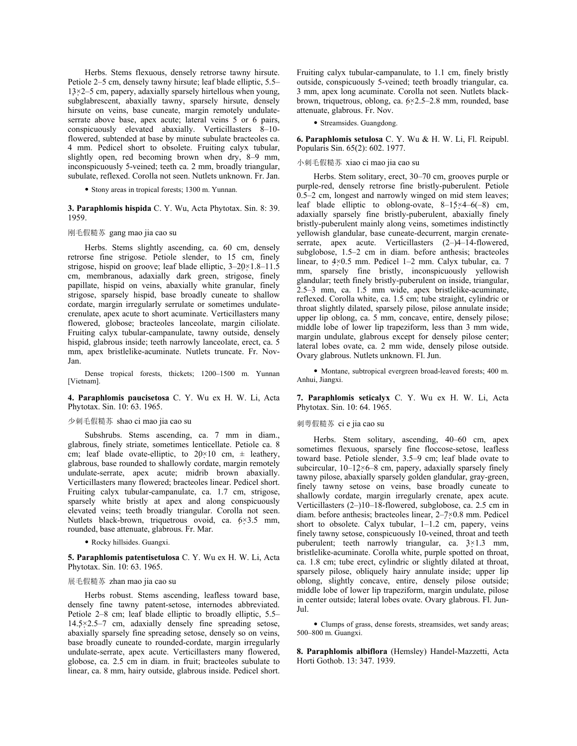Herbs. Stems flexuous, densely retrorse tawny hirsute. Petiole 2–5 cm, densely tawny hirsute; leaf blade elliptic, 5.5–13 × 2–5 cm, papery, adaxially sparsely hirtellous when young, subglabrescent, abaxially tawny, sparsely hirsute, densely hirsute on veins, base cuneate, margin remotely undulate-serrate above base, apex acute; lateral veins 5 or 6 pairs, conspicuously elevated abaxially. Verticillasters 8–10-flowered, subtended at base by minute subulate bracteoles ca. 4 mm. Pedicel short to obsolete. Fruiting calyx tubular, slightly open, red becoming brown when dry, 8–9 mm, inconspicuously 5-veined; teeth ca. 2 mm, broadly triangular, subulate, reflexed. Corolla not seen. Nutlets unknown. Fr. Jan.

- Stony areas in tropical forests; 1300 m. Yunnan.

**3. Paraphlomis hispida** C. Y. Wu, Acta Phytotax. Sin. 8: 39. 1959.

刚毛假糙苏 gang mao jia cao su

Herbs. Stems slightly ascending, ca. 60 cm, densely retrorse fine strigose. Petiole slender, to 15 cm, finely strigose, hispid on groove; leaf blade elliptic, 3–20 × 1.8–11.5 cm, membranous, adaxially dark green, strigose, finely papillate, hispid on veins, abaxially white granular, finely strigose, sparsely hispid, base broadly cuneate to shallow cordate, margin irregularly serrulate or sometimes undulate-crenulate, apex acute to short acuminate. Verticillasters many flowered, globose; bracteoles lanceolate, margin ciliolate. Fruiting calyx tubular-campanulate, tawny outside, densely hispid, glabrous inside; teeth narrowly lanceolate, erect, ca. 5 mm, apex bristlelike-acuminate. Nutlets truncate. Fr. Nov-Jan.

Dense tropical forests, thickets; 1200–1500 m. Yunnan [Vietnam].

**4. Paraphlomis paucisetosa** C. Y. Wu ex H. W. Li, Acta Phytotax. Sin. 10: 63. 1965.

少刺毛假糙苏 shao ci mao jia cao su

Subshrubs. Stems ascending, ca. 7 mm in diam., glabrous, finely striate, sometimes lenticellate. Petiole ca. 8 cm; leaf blade ovate-elliptic, to 20 × 10 cm, ± leathery, glabrous, base rounded to shallowly cordate, margin remotely undulate-serrate, apex acute; midrib brown abaxially. Verticillasters many flowered; bracteoles linear. Pedicel short. Fruiting calyx tubular-campanulate, 1.7 cm, strigose, sparsely white bristly at apex and along conspicuously elevated veins; teeth broadly triangular. Corolla not seen. Nutlets black-brown, triquetrous ovoid, ca. 6 × 3.5 mm, rounded, base attenuate, glabrous. Fr. Mar.

- Rocky hillsides. Guangxi.

**5. Paraphlomis patentisetulosa** C. Y. Wu ex H. W. Li, Acta Phytotax. Sin. 10: 63. 1965.

展毛假糙苏 zhan mao jia cao su

Herbs robust. Stems ascending, leafless toward base, densely fine tawny patent-setose, internodes abbreviated. Petiole 2–8 cm; leaf blade elliptic to broadly elliptic, 5.5–14.5 × 2.5–7 cm, adaxially densely fine spreading setose, abaxially sparsely fine spreading setose, densely so on veins, base broadly cuneate to rounded-cordate, margin irregularly undulate-serrate, apex acute. Verticillasters many flowered, globose, ca. 2.5 cm in diam. in fruit; bracteoles subulate to linear, ca. 8 mm, hairy outside, glabrous inside. Pedicel short. Fruiting calyx tubular-campanulate, to 1.1 cm, finely bristly outside, conspicuously 5-veined; teeth broadly triangular, ca. 3 mm, apex long acuminate. Corolla not seen. Nutlets black-brown, triquetrous, oblong, ca. 6 × 2.5–2.8 mm, rounded, base attenuate, glabrous. Fr. Nov.

- Streamsides. Guangdong.

**6. Paraphlomis setulosa** C. Y. Wu & H. W. Li, Fl. Reipubl. Popularis Sin. 65(2): 602. 1977.

小刺毛假糙苏 xiao ci mao jia cao su

Herbs. Stem solitary, erect, 30–70 cm, grooves purple or purple-red, densely retrorse fine bristly-puberulent. Petiole 0.5–2 cm, longest and narrowly winged on mid stem leaves; leaf blade elliptic to oblong-ovate, 8–15 × 4–6(–8) cm, adaxially sparsely fine bristly-puberulent, abaxially finely bristly-puberulent mainly along veins, sometimes indistinctly yellowish glandular, base cuneate-decurrent, margin crenate-serrate, apex acute. Verticillasters (2–)4–14-flowered, subglobose, 1.5–2 cm in diam. before anthesis; bracteoles linear, to 4 × 0.5 mm. Pedicel 1–2 mm. Calyx tubular, ca. 7 mm, sparsely fine bristly, inconspicuously yellowish glandular; teeth finely bristly-puberulent on inside, triangular, 2.5–3 mm, ca. 1.5 mm wide, apex bristlelike-acuminate, reflexed. Corolla white, ca. 1.5 cm; tube straight, cylindric or throat slightly dilated, sparsely pilose, pilose annulate inside; upper lip oblong, ca. 5 mm, concave, entire, densely pilose; middle lobe of lower lip trapeziform, less than 3 mm wide, margin undulate, glabrous except for densely pilose center; lateral lobes ovate, ca. 2 mm wide, densely pilose outside. Ovary glabrous. Nutlets unknown. Fl. Jun.

- Montane, subtropical evergreen broad-leaved forests; 400 m. Anhui, Jiangxi.

**7. Paraphlomis seticalyx** C. Y. Wu ex H. W. Li, Acta Phytotax. Sin. 10: 64. 1965.

刺萼假糙苏 ci e jia cao su

Herbs. Stem solitary, ascending, 40–60 cm, apex sometimes flexuous, sparsely fine floccose-setose, leafless toward base. Petiole slender, 3.5–9 cm; leaf blade ovate to subcircular, 10–12 × 6–8 cm, papery, adaxially sparsely finely tawny pilose, abaxially sparsely golden glandular, gray-green, finely tawny setose on veins, base broadly cuneate to shallowly cordate, margin irregularly crenate, apex acute. Verticillasters (2–)10–18-flowered, subglobose, ca. 2.5 cm in diam. before anthesis; bracteoles linear, 2–7 × 0.8 mm. Pedicel short to obsolete. Calyx tubular, 1–1.2 cm, papery, veins finely tawny setose, conspicuously 10-veined, throat and teeth puberulent; teeth narrowly triangular, ca. 3 × 1.3 mm, bristlelike-acuminate. Corolla white, purple spotted on throat, ca. 1.8 cm; tube erect, cylindric or slightly dilated at throat, sparsely pilose, obliquely hairy annulate inside; upper lip oblong, slightly concave, entire, densely pilose outside; middle lobe of lower lip trapeziform, margin undulate, pilose in center outside; lateral lobes ovate. Ovary glabrous. Fl. Jun-Jul.

- Clumps of grass, dense forests, streamsides, wet sandy areas; 500–800 m. Guangxi.

**8. Paraphlomis albiflora** (Hemsley) Handel-Mazzetti, Acta Horti Gothob. 13: 347. 1939.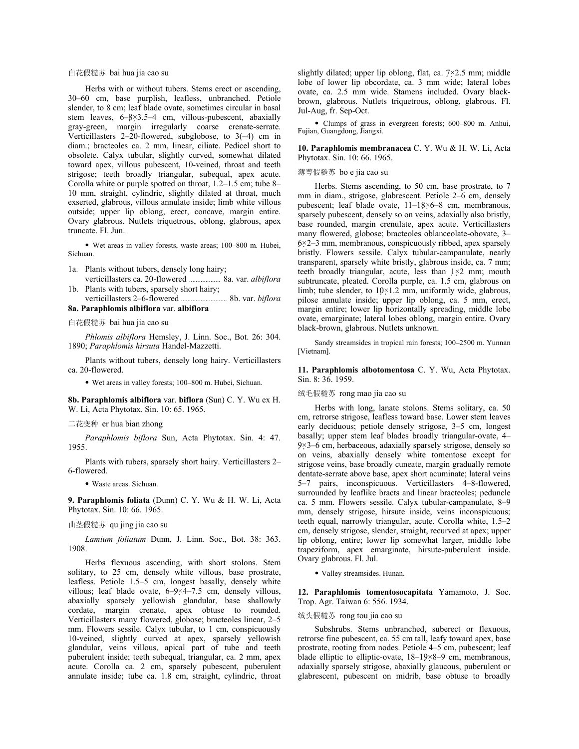白花假糙苏 bai hua jia cao su

Herbs with or without tubers. Stems erect or ascending, 30–60 cm, base purplish, leafless, unbranched. Petiole slender, to 8 cm; leaf blade ovate, sometimes circular in basal stem leaves, 6–8 × 3.5–4 cm, villous-pubescent, abaxially gray-green, margin irregularly coarse crenate-serrate. Verticillasters 2–20-flowered, subglobose, to 3(–4) cm in diam.; bracteoles ca. 2 mm, linear, ciliate. Pedicel short to obsolete. Calyx tubular, slightly curved, somewhat dilated toward apex, villous pubescent, 10-veined, throat and teeth strigose; teeth broadly triangular, subequal, apex acute. Corolla white or purple spotted on throat, 1.2–1.5 cm; tube 8–10 mm, straight, cylindric, slightly dilated at throat, much exserted, glabrous, villous annulate inside; limb white villous outside; upper lip oblong, erect, concave, margin entire. Ovary glabrous. Nutlets triquetrous, oblong, glabrous, apex truncate. Fl. Jun.

- Wet areas in valley forests, waste areas; 100–800 m. Hubei, Sichuan.

1a. Plants without tubers, densely long hairy; verticillasters ca. 20-flowered .................. 8a. var. *albiflora*
1b. Plants with tubers, sparsely short hairy; verticillasters 2–6-flowered .......................... 8b. var. *biflora*

**8a. Paraphlomis albiflora** var. **albiflora**

白花假糙苏 bai hua jia cao su

*Phlomis albiflora* Hemsley, J. Linn. Soc., Bot. 26: 304. 1890; *Paraphlomis hirsuta* Handel-Mazzetti.

Plants without tubers, densely long hairy. Verticillasters ca. 20-flowered.

- Wet areas in valley forests; 100–800 m. Hubei, Sichuan.

**8b. Paraphlomis albiflora** var. **biflora** (Sun) C. Y. Wu ex H. W. Li, Acta Phytotax. Sin. 10: 65. 1965.

二花变种 er hua bian zhong

*Paraphlomis biflora* Sun, Acta Phytotax. Sin. 4: 47. 1955.

Plants with tubers, sparsely short hairy. Verticillasters 2–6-flowered.

- Waste areas. Sichuan.

**9. Paraphlomis foliata** (Dunn) C. Y. Wu & H. W. Li, Acta Phytotax. Sin. 10: 66. 1965.

曲茎假糙苏 qu jing jia cao su

*Lamium foliatum* Dunn, J. Linn. Soc., Bot. 38: 363. 1908.

Herbs flexuous ascending, with short stolons. Stem solitary, to 25 cm, densely white villous, base prostrate, leafless. Petiole 1.5–5 cm, longest basally, densely white villous; leaf blade ovate, 6–9 × 4–7.5 cm, densely villous, abaxially sparsely yellowish glandular, base shallowly cordate, margin crenate, apex obtuse to rounded. Verticillasters many flowered, globose; bracteoles linear, 2–5 mm. Flowers sessile. Calyx tubular, to 1 cm, conspicuously 10-veined, slightly curved at apex, sparsely yellowish glandular, veins villous, apical part of tube and teeth puberulent inside; teeth subequal, triangular, ca. 2 mm, apex acute. Corolla ca. 2 cm, sparsely pubescent, puberulent annulate inside; tube ca. 1.8 cm, straight, cylindric, throat slightly dilated; upper lip oblong, flat, ca. 7 × 2.5 mm; middle lobe of lower lip obcordate, ca. 3 mm wide; lateral lobes ovate, ca. 2.5 mm wide. Stamens included. Ovary black-brown, glabrous. Nutlets triquetrous, oblong, glabrous. Fl. Jul-Aug, fr. Sep-Oct.

- Clumps of grass in evergreen forests; 600–800 m. Anhui, Fujian, Guangdong, Jiangxi.

**10. Paraphlomis membranacea** C. Y. Wu & H. W. Li, Acta Phytotax. Sin. 10: 66. 1965.

薄萼假糙苏 bo e jia cao su

Herbs. Stems ascending, to 50 cm, base prostrate, to 7 mm in diam., strigose, glabrescent. Petiole 2–6 cm, densely pubescent; leaf blade ovate, 11–18 × 6–8 cm, membranous, sparsely pubescent, densely so on veins, adaxially also bristly, base rounded, margin crenulate, apex acute. Verticillasters many flowered, globose; bracteoles oblanceolate-obovate, 3–6 × 2–3 mm, membranous, conspicuously ribbed, apex sparsely bristly. Flowers sessile. Calyx tubular-campanulate, nearly transparent, sparsely white bristly, glabrous inside, ca. 7 mm; teeth broadly triangular, acute, less than 1 × 2 mm; mouth subtruncate, pleated. Corolla purple, ca. 1.5 cm, glabrous on limb; tube slender, to 10 × 1.2 mm, uniformly wide, glabrous, pilose annulate inside; upper lip oblong, ca. 5 mm, erect, margin entire; lower lip horizontally spreading, middle lobe ovate, emarginate; lateral lobes oblong, margin entire. Ovary black-brown, glabrous. Nutlets unknown.

Sandy streamsides in tropical rain forests; 100–2500 m. Yunnan [Vietnam].

**11. Paraphlomis albotomentosa** C. Y. Wu, Acta Phytotax. Sin. 8: 36. 1959.

绒毛假糙苏 rong mao jia cao su

Herbs with long, lanate stolons. Stems solitary, ca. 50 cm, retrorse strigose, leafless toward base. Lower stem leaves early deciduous; petiole densely strigose, 3–5 cm, longest basally; upper stem leaf blades broadly triangular-ovate, 4–9 × 3–6 cm, herbaceous, adaxially sparsely strigose, densely so on veins, abaxially densely white tomentose except for strigose veins, base broadly cuneate, margin gradually remote dentate-serrate above base, apex short acuminate; lateral veins 5–7 pairs, inconspicuous. Verticillasters 4–8-flowered, surrounded by leaflike bracts and linear bracteoles; peduncle ca. 5 mm. Flowers sessile. Calyx tubular-campanulate, 8–9 mm, densely strigose, hirsute inside, veins inconspicuous; teeth equal, narrowly triangular, acute. Corolla white, 1.5–2 cm, densely strigose, slender, straight, recurved at apex; upper lip oblong, entire; lower lip somewhat larger, middle lobe trapeziform, apex emarginate, hirsute-puberulent inside. Ovary glabrous. Fl. Jul.

- Valley streamsides. Hunan.

**12. Paraphlomis tomentosocapitata** Yamamoto, J. Soc. Trop. Agr. Taiwan 6: 556. 1934.

绒头假糙苏 rong tou jia cao su

Subshrubs. Stems unbranched, suberect or flexuous, retrorse fine pubescent, ca. 55 cm tall, leafy toward apex, base prostrate, rooting from nodes. Petiole 4–5 cm, pubescent; leaf blade elliptic to elliptic-ovate, 18–19 × 8–9 cm, membranous, adaxially sparsely strigose, abaxially glaucous, puberulent or glabrescent, pubescent on midrib, base obtuse to broadly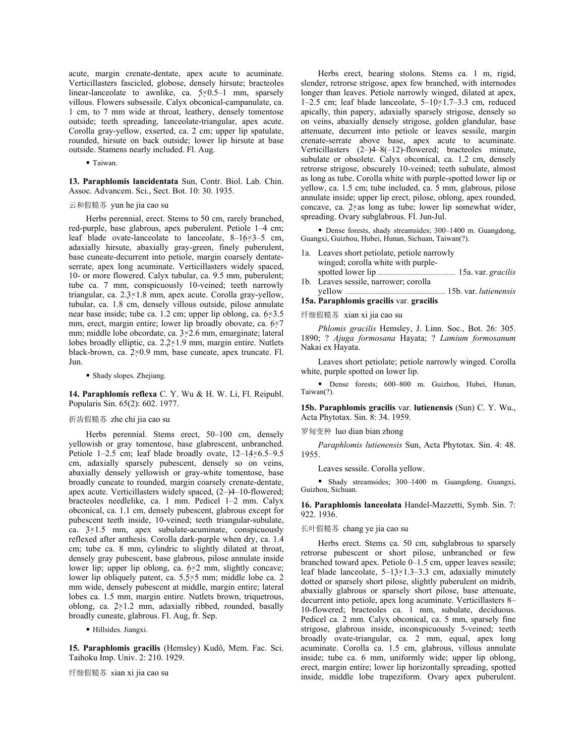acute, margin crenate-dentate, apex acute to acuminate. Verticillasters fascicled, globose, densely hirsute; bracteoles linear-lanceolate to awnlike, ca. 5×0.5–1 mm, sparsely villous. Flowers subsessile. Calyx obconical-campanulate, ca. 1 cm, to 7 mm wide at throat, leathery, densely tomentose outside; teeth spreading, lanceolate-triangular, apex acute. Corolla gray-yellow, exserted, ca. 2 cm; upper lip spatulate, rounded, hirsute on back outside; lower lip hirsute at base outside. Stamens nearly included. Fl. Aug.

- Taiwan.

**13. Paraphlomis lancidentata** Sun, Contr. Biol. Lab. Chin. Assoc. Advancem. Sci., Sect. Bot. 10: 30. 1935.

云和假糙苏 yun he jia cao su

Herbs perennial, erect. Stems to 50 cm, rarely branched, red-purple, base glabrous, apex puberulent. Petiole 1–4 cm; leaf blade ovate-lanceolate to lanceolate, 8–16×3–5 cm, adaxially hirsute, abaxially gray-green, finely puberulent, base cuneate-decurrent into petiole, margin coarsely dentate-serrate, apex long acuminate. Verticillasters widely spaced, 10- or more flowered. Calyx tubular, ca. 9.5 mm, puberulent; tube ca. 7 mm, conspicuously 10-veined; teeth narrowly triangular, ca. 2.3×1.8 mm, apex acute. Corolla gray-yellow, tubular, ca. 1.8 cm, densely villous outside, pilose annulate near base inside; tube ca. 1.2 cm; upper lip oblong, ca. 6×3.5 mm, erect, margin entire; lower lip broadly obovate, ca. 6×7 mm; middle lobe obcordate, ca. 3×2.6 mm, emarginate; lateral lobes broadly elliptic, ca. 2.2×1.9 mm, margin entire. Nutlets black-brown, ca. 2×0.9 mm, base cuneate, apex truncate. Fl. Jun.

- Shady slopes. Zhejiang.

**14. Paraphlomis reflexa** C. Y. Wu & H. W. Li, Fl. Reipubl. Popularis Sin. 65(2): 602. 1977.

折齿假糙苏 zhe chi jia cao su

Herbs perennial. Stems erect, 50–100 cm, densely yellowish or gray tomentose, base glabrescent, unbranched. Petiole 1–2.5 cm; leaf blade broadly ovate, 12–14×6.5–9.5 cm, adaxially sparsely pubescent, densely so on veins, abaxially densely yellowish or gray-white tomentose, base broadly cuneate to rounded, margin coarsely crenate-dentate, apex acute. Verticillasters widely spaced, (2–)4–10-flowered; bracteoles needlelike, ca. 1 mm. Pedicel 1–2 mm. Calyx obconical, ca. 1.1 cm, densely pubescent, glabrous except for pubescent teeth inside, 10-veined; teeth triangular-subulate, ca. 3×1.5 mm, apex subulate-acuminate, conspicuously reflexed after anthesis. Corolla dark-purple when dry, ca. 1.4 cm; tube ca. 8 mm, cylindric to slightly dilated at throat, densely gray pubescent, base glabrous, pilose annulate inside lower lip; upper lip oblong, ca. 6×2 mm, slightly concave; lower lip obliquely patent, ca. 5.5×5 mm; middle lobe ca. 2 mm wide, densely pubescent at middle, margin entire; lateral lobes ca. 1.5 mm, margin entire. Nutlets brown, triquetrous, oblong, ca. 2×1.2 mm, adaxially ribbed, rounded, basally broadly cuneate, glabrous. Fl. Aug, fr. Sep.

- Hillsides. Jiangxi.

**15. Paraphlomis gracilis** (Hemsley) Kudô, Mem. Fac. Sci. Taihoku Imp. Univ. 2: 210. 1929.

纤细假糙苏 xian xi jia cao su

Herbs erect, bearing stolons. Stems ca. 1 m, rigid, slender, retrorse strigose, apex few branched, with internodes longer than leaves. Petiole narrowly winged, dilated at apex, 1–2.5 cm; leaf blade lanceolate, 5–10×1.7–3.3 cm, reduced apically, thin papery, adaxially sparsely strigose, densely so on veins, abaxially densely strigose, golden glandular, base attenuate, decurrent into petiole or leaves sessile, margin crenate-serrate above base, apex acute to acuminate. Verticillasters (2–)4–8(–12)-flowered; bracteoles minute, subulate or obsolete. Calyx obconical, ca. 1.2 cm, densely retrorse strigose, obscurely 10-veined; teeth subulate, almost as long as tube. Corolla white with purple-spotted lower lip or yellow, ca. 1.5 cm; tube included, ca. 5 mm, glabrous, pilose annulate inside; upper lip erect, pilose, oblong, apex rounded, concave, ca. 2×as long as tube; lower lip somewhat wider, spreading. Ovary subglabrous. Fl. Jun-Jul.

- Dense forests, shady streamsides; 300–1400 m. Guangdong, Guangxi, Guizhou, Hubei, Hunan, Sichuan, Taiwan(?).

1a. Leaves short petiolate, petiole narrowly winged; corolla white with purple-spotted lower lip ..................... 15a. var. *gracilis*
1b. Leaves sessile, narrower; corolla yellow ..................... 15b. var. *lutienensis*

**15a. Paraphlomis gracilis** var. **gracilis**

纤细假糙苏 xian xi jia cao su

*Phlomis gracilis* Hemsley, J. Linn. Soc., Bot. 26: 305. 1890; ? *Ajuga formosana* Hayata; ? *Lamium formosanum* Nakai ex Hayata.

Leaves short petiolate; petiole narrowly winged. Corolla white, purple spotted on lower lip.

- Dense forests; 600–800 m. Guizhou, Hubei, Hunan, Taiwan(?).

**15b. Paraphlomis gracilis** var. **lutienensis** (Sun) C. Y. Wu., Acta Phytotax. Sin. 8: 34. 1959.

罗甸变种 luo dian bian zhong

*Paraphlomis lutienensis* Sun, Acta Phytotax. Sin. 4: 48. 1955.

Leaves sessile. Corolla yellow.

- Shady streamsides; 300–1400 m. Guangdong, Guangxi, Guizhou, Sichuan.

**16. Paraphlomis lanceolata** Handel-Mazzetti, Symb. Sin. 7: 922. 1936.

长叶假糙苏 chang ye jia cao su

Herbs erect. Stems ca. 50 cm, subglabrous to sparsely retrorse pubescent or short pilose, unbranched or few branched toward apex. Petiole 0–1.5 cm, upper leaves sessile; leaf blade lanceolate, 5–13×1.3–3.3 cm, adaxially minutely dotted or sparsely short pilose, slightly puberulent on midrib, abaxially glabrous or sparsely short pilose, base attenuate, decurrent into petiole, apex long acuminate. Verticillasters 8–10-flowered; bracteoles ca. 1 mm, subulate, deciduous. Pedicel ca. 2 mm. Calyx obconical, ca. 5 mm, sparsely fine strigose, glabrous inside, inconspicuously 5-veined; teeth broadly ovate-triangular, ca. 2 mm, equal, apex long acuminate. Corolla ca. 1.5 cm, glabrous, villous annulate inside; tube ca. 6 mm, uniformly wide; upper lip oblong, erect, margin entire; lower lip horizontally spreading, spotted inside, middle lobe trapeziform. Ovary apex puberulent.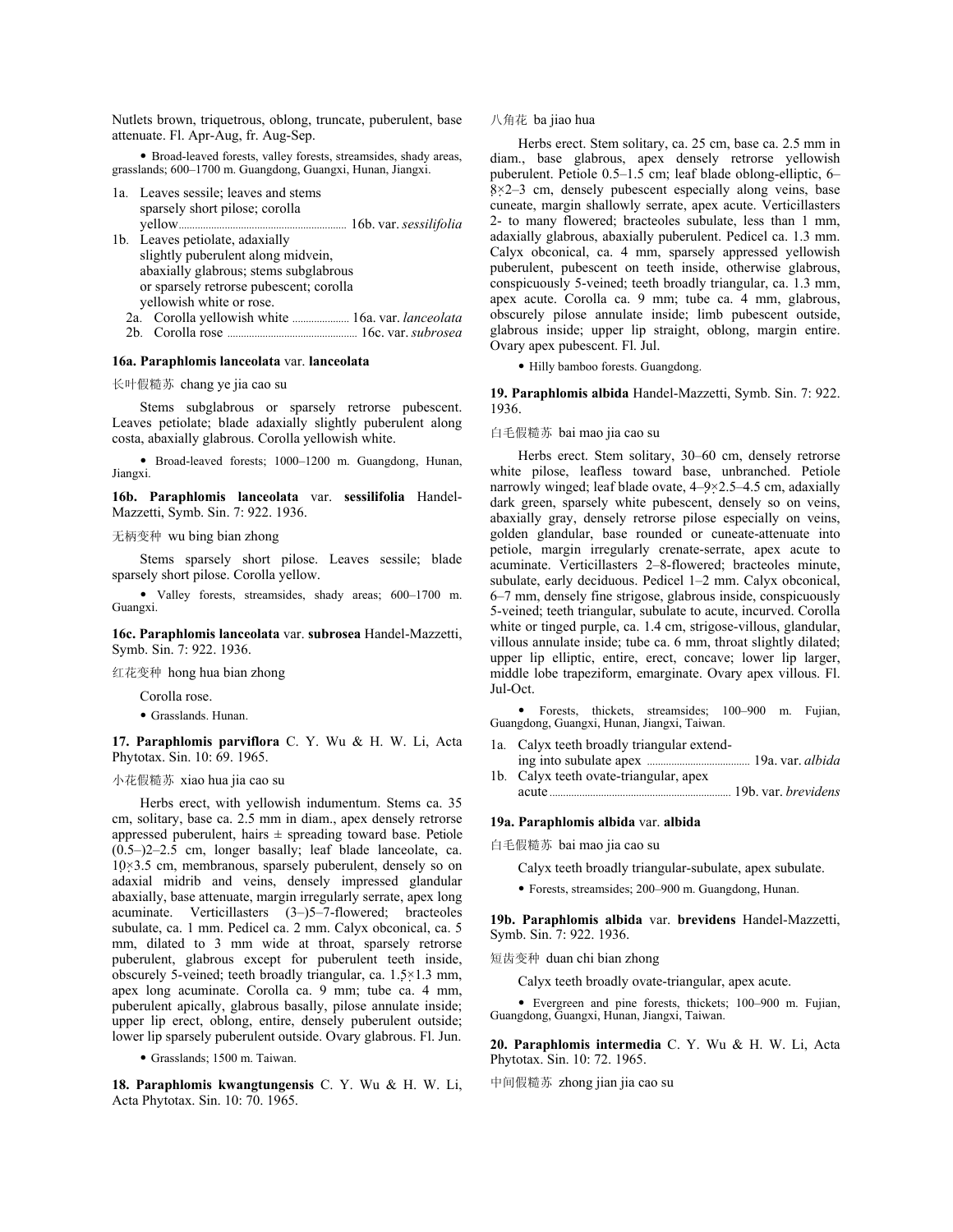Nutlets brown, triquetrous, oblong, truncate, puberulent, base attenuate. Fl. Apr-Aug, fr. Aug-Sep.

• Broad-leaved forests, valley forests, streamsides, shady areas, grasslands; 600–1700 m. Guangdong, Guangxi, Hunan, Jiangxi.

1a. Leaves sessile; leaves and stems sparsely short pilose; corolla yellow ............ 16b. var. *sessilifolia*
1b. Leaves petiolate, adaxially slightly puberulent along midvein, abaxially glabrous; stems subglabrous or sparsely retrorse pubescent; corolla yellowish white or rose.
  2a. Corolla yellowish white ............ 16a. var. *lanceolata*
  2b. Corolla rose ............ 16c. var. *subrosea*

**16a. Paraphlomis lanceolata** var. **lanceolata**

长叶假糙苏 chang ye jia cao su

Stems subglabrous or sparsely retrorse pubescent. Leaves petiolate; blade adaxially slightly puberulent along costa, abaxially glabrous. Corolla yellowish white.

• Broad-leaved forests; 1000–1200 m. Guangdong, Hunan, Jiangxi.

**16b. Paraphlomis lanceolata** var. **sessilifolia** Handel-Mazzetti, Symb. Sin. 7: 922. 1936.

无柄变种 wu bing bian zhong

Stems sparsely short pilose. Leaves sessile; blade sparsely short pilose. Corolla yellow.

• Valley forests, streamsides, shady areas; 600–1700 m. Guangxi.

**16c. Paraphlomis lanceolata** var. **subrosea** Handel-Mazzetti, Symb. Sin. 7: 922. 1936.

红花变种 hong hua bian zhong

Corolla rose.

• Grasslands. Hunan.

**17. Paraphlomis parviflora** C. Y. Wu & H. W. Li, Acta Phytotax. Sin. 10: 69. 1965.

小花假糙苏 xiao hua jia cao su

Herbs erect, with yellowish indumentum. Stems ca. 35 cm, solitary, base ca. 2.5 mm in diam., apex densely retrorse appressed puberulent, hairs ± spreading toward base. Petiole (0.5–)2–2.5 cm, longer basally; leaf blade lanceolate, ca. 10×3.5 cm, membranous, sparsely puberulent, densely so on adaxial midrib and veins, densely impressed glandular abaxially, base attenuate, margin irregularly serrate, apex long acuminate. Verticillasters (3–)5–7-flowered; bracteoles subulate, ca. 1 mm. Pedicel ca. 2 mm. Calyx obconical, ca. 5 mm, dilated to 3 mm wide at throat, sparsely retrorse puberulent, glabrous except for puberulent teeth inside, obscurely 5-veined; teeth broadly triangular, ca. 1.5×1.3 mm, apex long acuminate. Corolla ca. 9 mm; tube ca. 4 mm, puberulent apically, glabrous basally, pilose annulate inside; upper lip erect, oblong, entire, densely puberulent outside; lower lip sparsely puberulent outside. Ovary glabrous. Fl. Jun.

• Grasslands; 1500 m. Taiwan.

**18. Paraphlomis kwangtungensis** C. Y. Wu & H. W. Li, Acta Phytotax. Sin. 10: 70. 1965.

八角花 ba jiao hua

Herbs erect. Stem solitary, ca. 25 cm, base ca. 2.5 mm in diam., base glabrous, apex densely retrorse yellowish puberulent. Petiole 0.5–1.5 cm; leaf blade oblong-elliptic, 6–8×2–3 cm, densely pubescent especially along veins, base cuneate, margin shallowly serrate, apex acute. Verticillasters 2- to many flowered; bracteoles subulate, less than 1 mm, adaxially glabrous, abaxially puberulent. Pedicel ca. 1.3 mm. Calyx obconical, ca. 4 mm, sparsely appressed yellowish puberulent, pubescent on teeth inside, otherwise glabrous, conspicuously 5-veined; teeth broadly triangular, ca. 1.3 mm, apex acute. Corolla ca. 9 mm; tube ca. 4 mm, glabrous, obscurely pilose annulate inside; limb pubescent outside, glabrous inside; upper lip straight, oblong, margin entire. Ovary apex pubescent. Fl. Jul.

• Hilly bamboo forests. Guangdong.

**19. Paraphlomis albida** Handel-Mazzetti, Symb. Sin. 7: 922. 1936.

白毛假糙苏 bai mao jia cao su

Herbs erect. Stem solitary, 30–60 cm, densely retrorse white pilose, leafless toward base, unbranched. Petiole narrowly winged; leaf blade ovate, 4–9×2.5–4.5 cm, adaxially dark green, sparsely white pubescent, densely so on veins, abaxially gray, densely retrorse pilose especially on veins, golden glandular, base rounded or cuneate-attenuate into petiole, margin irregularly crenate-serrate, apex acute to acuminate. Verticillasters 2–8-flowered; bracteoles minute, subulate, early deciduous. Pedicel 1–2 mm. Calyx obconical, 6–7 mm, densely fine strigose, glabrous inside, conspicuously 5-veined; teeth triangular, subulate to acute, incurved. Corolla white or tinged purple, ca. 1.4 cm, strigose-villous, glandular, villous annulate inside; tube ca. 6 mm, throat slightly dilated; upper lip elliptic, entire, erect, concave; lower lip larger, middle lobe trapeziform, emarginate. Ovary apex villous. Fl. Jul-Oct.

• Forests, thickets, streamsides; 100–900 m. Fujian, Guangdong, Guangxi, Hunan, Jiangxi, Taiwan.

1a. Calyx teeth broadly triangular extending into subulate apex ............ 19a. var. *albida*
1b. Calyx teeth ovate-triangular, apex acute ............ 19b. var. *brevidens*

**19a. Paraphlomis albida** var. **albida**

白毛假糙苏 bai mao jia cao su

Calyx teeth broadly triangular-subulate, apex subulate.

• Forests, streamsides; 200–900 m. Guangdong, Hunan.

**19b. Paraphlomis albida** var. **brevidens** Handel-Mazzetti, Symb. Sin. 7: 922. 1936.

短齿变种 duan chi bian zhong

Calyx teeth broadly ovate-triangular, apex acute.

• Evergreen and pine forests, thickets; 100–900 m. Fujian, Guangdong, Guangxi, Hunan, Jiangxi, Taiwan.

**20. Paraphlomis intermedia** C. Y. Wu & H. W. Li, Acta Phytotax. Sin. 10: 72. 1965.

中间假糙苏 zhong jian jia cao su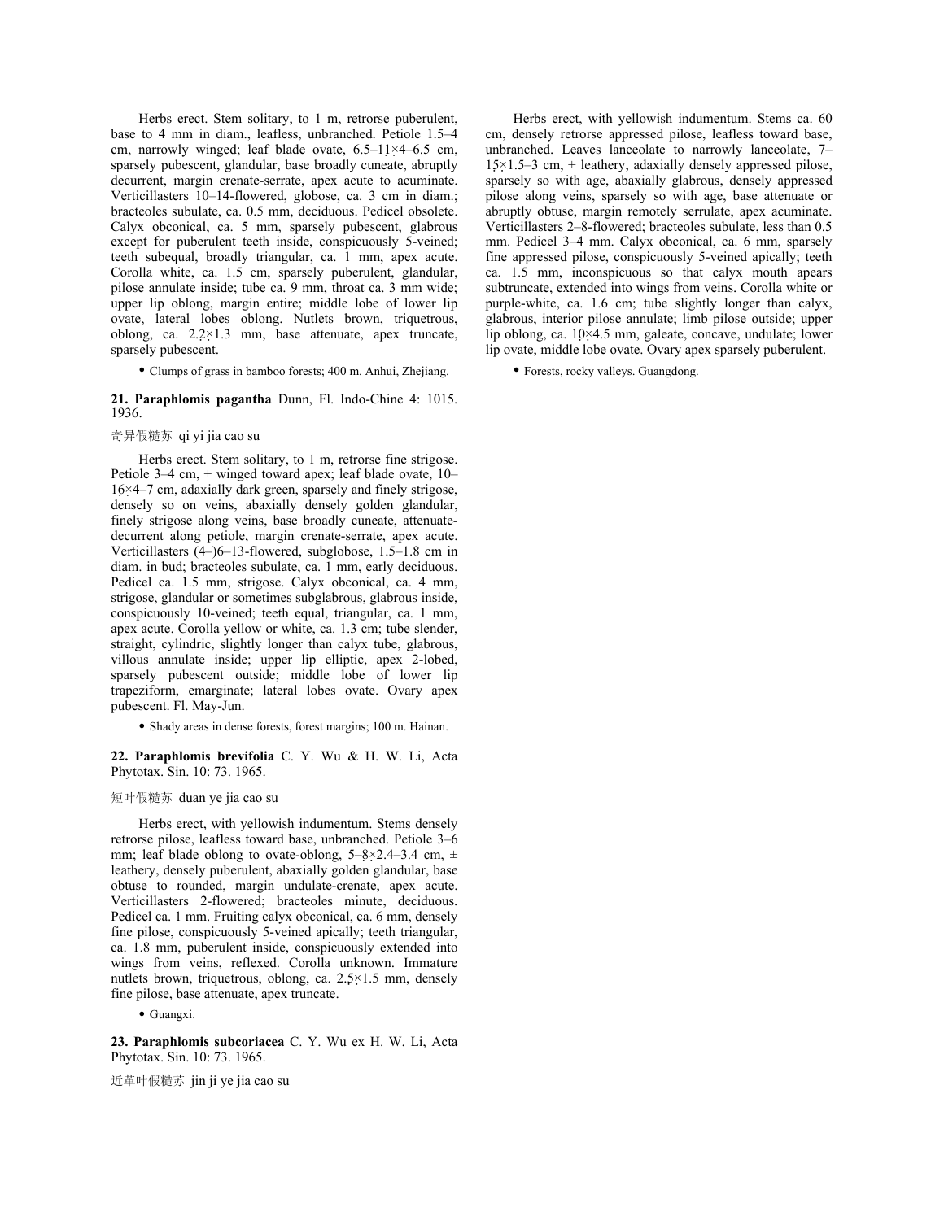Herbs erect. Stem solitary, to 1 m, retrorse puberulent, base to 4 mm in diam., leafless, unbranched. Petiole 1.5–4 cm, narrowly winged; leaf blade ovate, 6.5–11 × 4–6.5 cm, sparsely pubescent, glandular, base broadly cuneate, abruptly decurrent, margin crenate-serrate, apex acute to acuminate. Verticillasters 10–14-flowered, globose, ca. 3 cm in diam.; bracteoles subulate, ca. 0.5 mm, deciduous. Pedicel obsolete. Calyx obconical, ca. 5 mm, sparsely pubescent, glabrous except for puberulent teeth inside, conspicuously 5-veined; teeth subequal, broadly triangular, ca. 1 mm, apex acute. Corolla white, ca. 1.5 cm, sparsely puberulent, glandular, pilose annulate inside; tube ca. 9 mm, throat ca. 3 mm wide; upper lip oblong, margin entire; middle lobe of lower lip ovate, lateral lobes oblong. Nutlets brown, triquetrous, oblong, ca. 2.2 × 1.3 mm, base attenuate, apex truncate, sparsely pubescent.

- Clumps of grass in bamboo forests; 400 m. Anhui, Zhejiang.

**21. Paraphlomis pagantha** Dunn, Fl. Indo-Chine 4: 1015. 1936.

奇异假糙苏 qi yi jia cao su

Herbs erect. Stem solitary, to 1 m, retrorse fine strigose. Petiole 3–4 cm, ± winged toward apex; leaf blade ovate, 10–16 × 4–7 cm, adaxially dark green, sparsely and finely strigose, densely so on veins, abaxially densely golden glandular, finely strigose along veins, base broadly cuneate, attenuate-decurrent along petiole, margin crenate-serrate, apex acute. Verticillasters (4–)6–13-flowered, subglobose, 1.5–1.8 cm in diam. in bud; bracteoles subulate, ca. 1 mm, early deciduous. Pedicel ca. 1.5 mm, strigose. Calyx obconical, ca. 4 mm, strigose, glandular or sometimes subglabrous, glabrous inside, conspicuously 10-veined; teeth equal, triangular, ca. 1 mm, apex acute. Corolla yellow or white, ca. 1.3 cm; tube slender, straight, cylindric, slightly longer than calyx tube, glabrous, villous annulate inside; upper lip elliptic, apex 2-lobed, sparsely pubescent outside; middle lobe of lower lip trapeziform, emarginate; lateral lobes ovate. Ovary apex pubescent. Fl. May-Jun.

- Shady areas in dense forests, forest margins; 100 m. Hainan.

**22. Paraphlomis brevifolia** C. Y. Wu & H. W. Li, Acta Phytotax. Sin. 10: 73. 1965.

短叶假糙苏 duan ye jia cao su

Herbs erect, with yellowish indumentum. Stems densely retrorse pilose, leafless toward base, unbranched. Petiole 3–6 mm; leaf blade oblong to ovate-oblong, 5–8 × 2.4–3.4 cm, ± leathery, densely puberulent, abaxially golden glandular, base obtuse to rounded, margin undulate-crenate, apex acute. Verticillasters 2-flowered; bracteoles minute, deciduous. Pedicel ca. 1 mm. Fruiting calyx obconical, ca. 6 mm, densely fine pilose, conspicuously 5-veined apically; teeth triangular, ca. 1.8 mm, puberulent inside, conspicuously extended into wings from veins, reflexed. Corolla unknown. Immature nutlets brown, triquetrous, oblong, ca. 2.5 × 1.5 mm, densely fine pilose, base attenuate, apex truncate.

- Guangxi.

**23. Paraphlomis subcoriacea** C. Y. Wu ex H. W. Li, Acta Phytotax. Sin. 10: 73. 1965.

近革叶假糙苏 jin ji ye jia cao su

Herbs erect, with yellowish indumentum. Stems ca. 60 cm, densely retrorse appressed pilose, leafless toward base, unbranched. Leaves lanceolate to narrowly lanceolate, 7–15 × 1.5–3 cm, ± leathery, adaxially densely appressed pilose, sparsely so with age, abaxially glabrous, densely appressed pilose along veins, sparsely so with age, base attenuate or abruptly obtuse, margin remotely serrulate, apex acuminate. Verticillasters 2–8-flowered; bracteoles subulate, less than 0.5 mm. Pedicel 3–4 mm. Calyx obconical, ca. 6 mm, sparsely fine appressed pilose, conspicuously 5-veined apically; teeth ca. 1.5 mm, inconspicuous so that calyx mouth apears subtruncate, extended into wings from veins. Corolla white or purple-white, ca. 1.6 cm; tube slightly longer than calyx, glabrous, interior pilose annulate; limb pilose outside; upper lip oblong, ca. 10 × 4.5 mm, galeate, concave, undulate; lower lip ovate, middle lobe ovate. Ovary apex sparsely puberulent.

- Forests, rocky valleys. Guangdong.